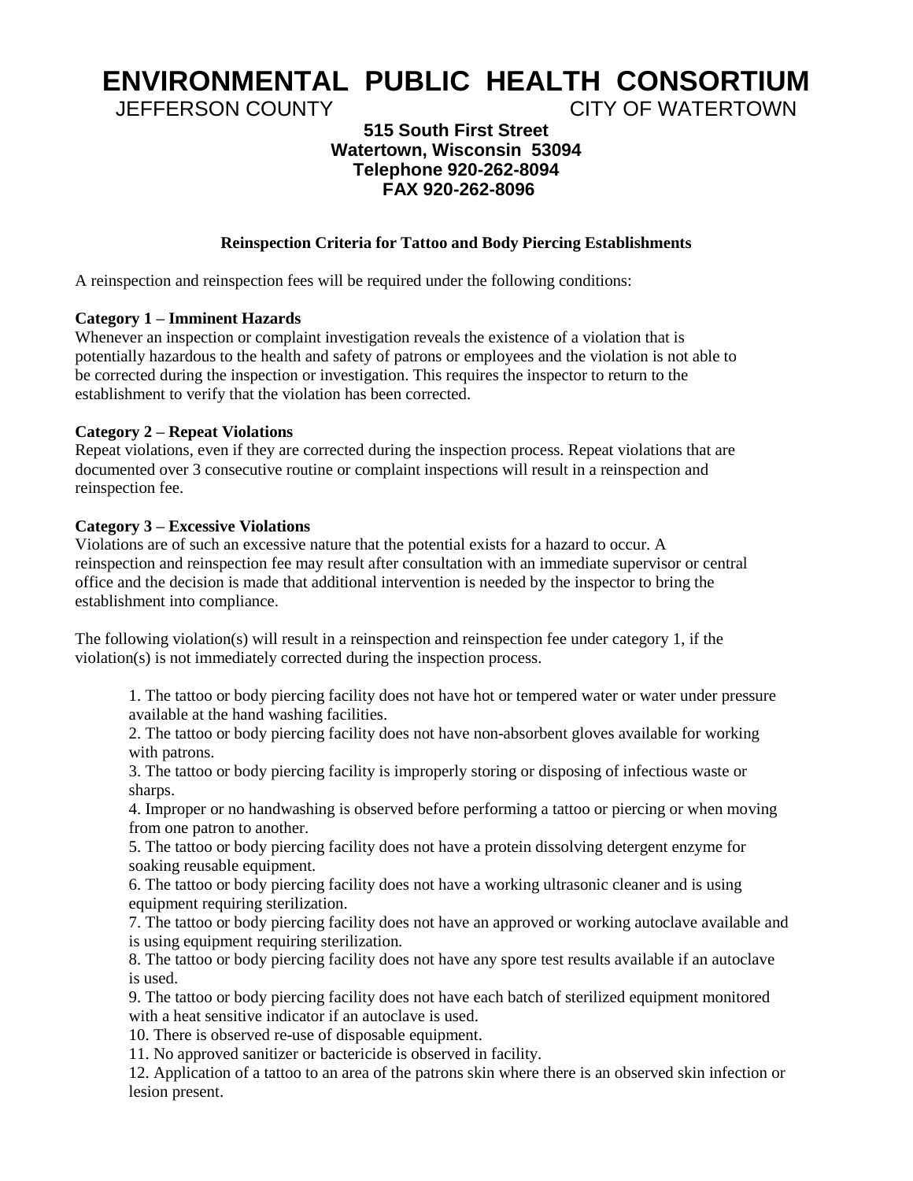# ENVIRONMENTAL PUBLIC HEALTH CONSORTIUM

JEFFERSON COUNTY CITY OF WATERTOWN

**515 South First Street**
**Watertown, Wisconsin 53094**
**Telephone 920-262-8094**
**FAX 920-262-8096**

### Reinspection Criteria for Tattoo and Body Piercing Establishments

A reinspection and reinspection fees will be required under the following conditions:

**Category 1 – Imminent Hazards**
Whenever an inspection or complaint investigation reveals the existence of a violation that is potentially hazardous to the health and safety of patrons or employees and the violation is not able to be corrected during the inspection or investigation. This requires the inspector to return to the establishment to verify that the violation has been corrected.

**Category 2 – Repeat Violations**
Repeat violations, even if they are corrected during the inspection process. Repeat violations that are documented over 3 consecutive routine or complaint inspections will result in a reinspection and reinspection fee.

**Category 3 – Excessive Violations**
Violations are of such an excessive nature that the potential exists for a hazard to occur. A reinspection and reinspection fee may result after consultation with an immediate supervisor or central office and the decision is made that additional intervention is needed by the inspector to bring the establishment into compliance.

The following violation(s) will result in a reinspection and reinspection fee under category 1, if the violation(s) is not immediately corrected during the inspection process.

1. The tattoo or body piercing facility does not have hot or tempered water or water under pressure available at the hand washing facilities.
2. The tattoo or body piercing facility does not have non-absorbent gloves available for working with patrons.
3. The tattoo or body piercing facility is improperly storing or disposing of infectious waste or sharps.
4. Improper or no handwashing is observed before performing a tattoo or piercing or when moving from one patron to another.
5. The tattoo or body piercing facility does not have a protein dissolving detergent enzyme for soaking reusable equipment.
6. The tattoo or body piercing facility does not have a working ultrasonic cleaner and is using equipment requiring sterilization.
7. The tattoo or body piercing facility does not have an approved or working autoclave available and is using equipment requiring sterilization.
8. The tattoo or body piercing facility does not have any spore test results available if an autoclave is used.
9. The tattoo or body piercing facility does not have each batch of sterilized equipment monitored with a heat sensitive indicator if an autoclave is used.
10. There is observed re-use of disposable equipment.
11. No approved sanitizer or bactericide is observed in facility.
12. Application of a tattoo to an area of the patrons skin where there is an observed skin infection or lesion present.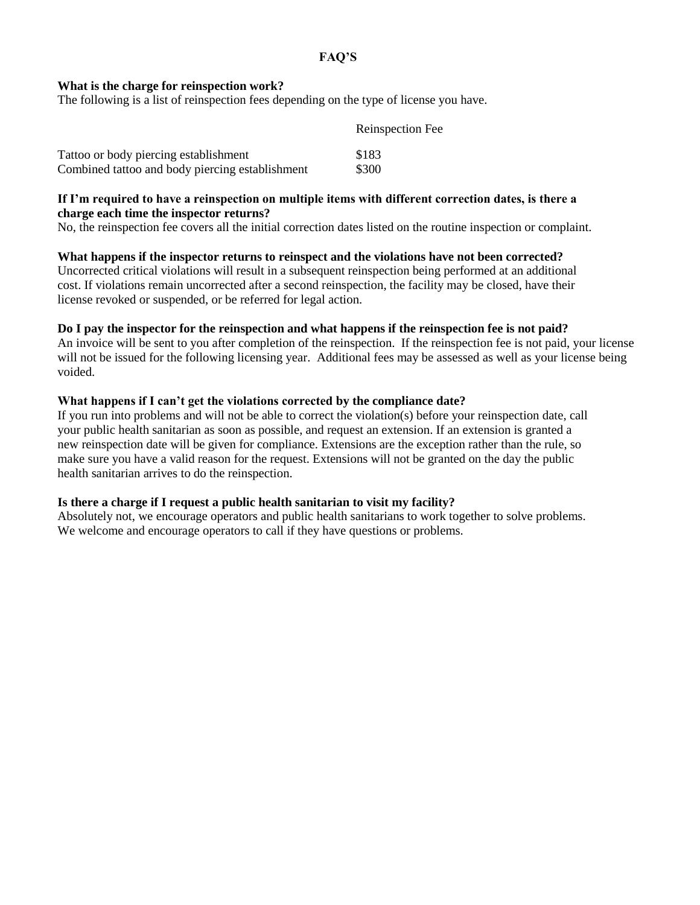## FAQ'S

**What is the charge for reinspection work?**
The following is a list of reinspection fees depending on the type of license you have.

| | Reinspection Fee |
|---|---|
| Tattoo or body piercing establishment | $183 |
| Combined tattoo and body piercing establishment | $300 |

**If I'm required to have a reinspection on multiple items with different correction dates, is there a charge each time the inspector returns?**
No, the reinspection fee covers all the initial correction dates listed on the routine inspection or complaint.

**What happens if the inspector returns to reinspect and the violations have not been corrected?**
Uncorrected critical violations will result in a subsequent reinspection being performed at an additional cost. If violations remain uncorrected after a second reinspection, the facility may be closed, have their license revoked or suspended, or be referred for legal action.

**Do I pay the inspector for the reinspection and what happens if the reinspection fee is not paid?**
An invoice will be sent to you after completion of the reinspection. If the reinspection fee is not paid, your license will not be issued for the following licensing year. Additional fees may be assessed as well as your license being voided.

**What happens if I can't get the violations corrected by the compliance date?**
If you run into problems and will not be able to correct the violation(s) before your reinspection date, call your public health sanitarian as soon as possible, and request an extension. If an extension is granted a new reinspection date will be given for compliance. Extensions are the exception rather than the rule, so make sure you have a valid reason for the request. Extensions will not be granted on the day the public health sanitarian arrives to do the reinspection.

**Is there a charge if I request a public health sanitarian to visit my facility?**
Absolutely not, we encourage operators and public health sanitarians to work together to solve problems. We welcome and encourage operators to call if they have questions or problems.